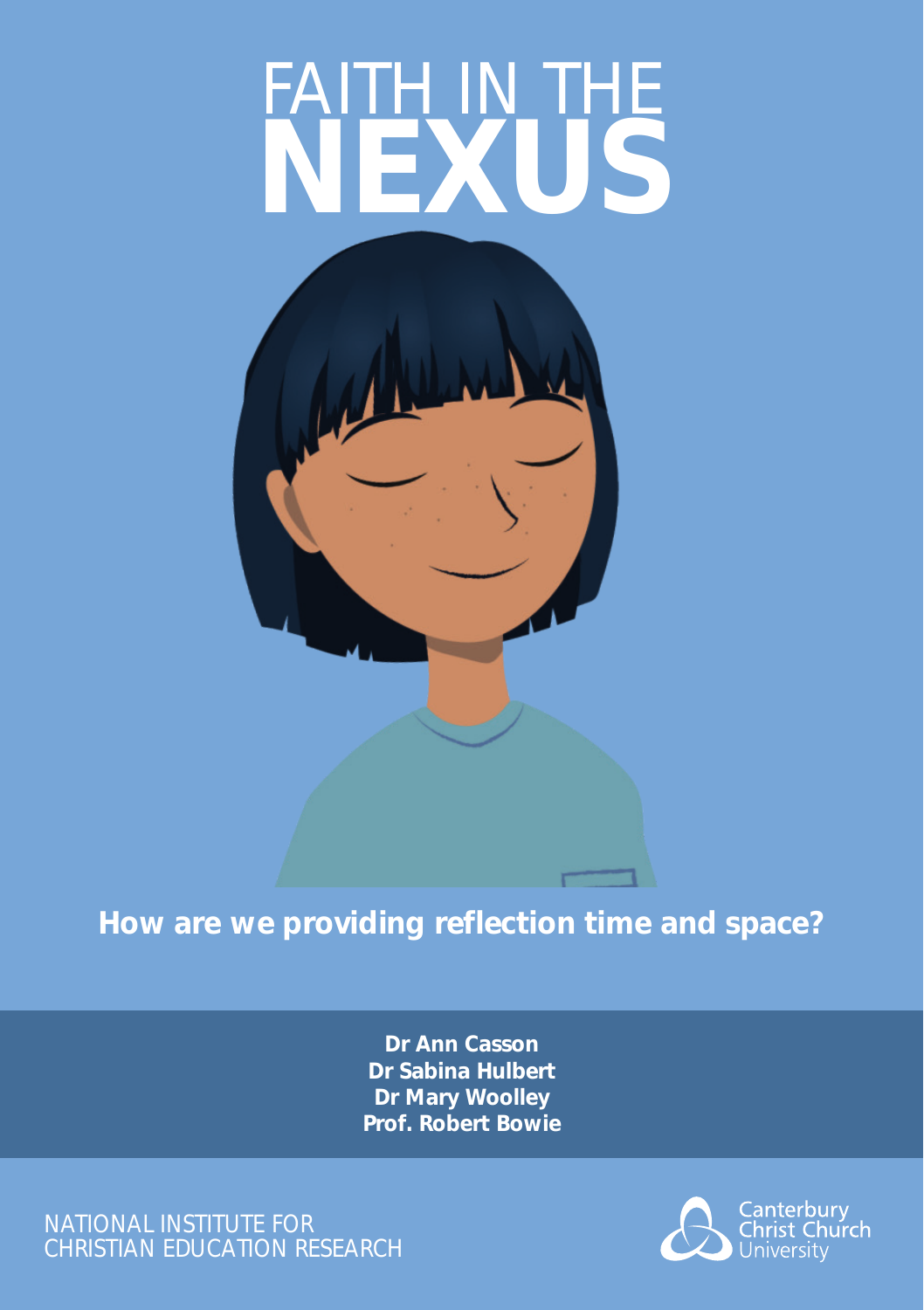# FAITH IN THE NEXUS

**How are we providing reflection time and space?**

**Dr Ann Casson**
**Dr Sabina Hulbert**
**Dr Mary Woolley**
**Prof. Robert Bowie**

NATIONAL INSTITUTE FOR CHRISTIAN EDUCATION RESEARCH

Canterbury Christ Church University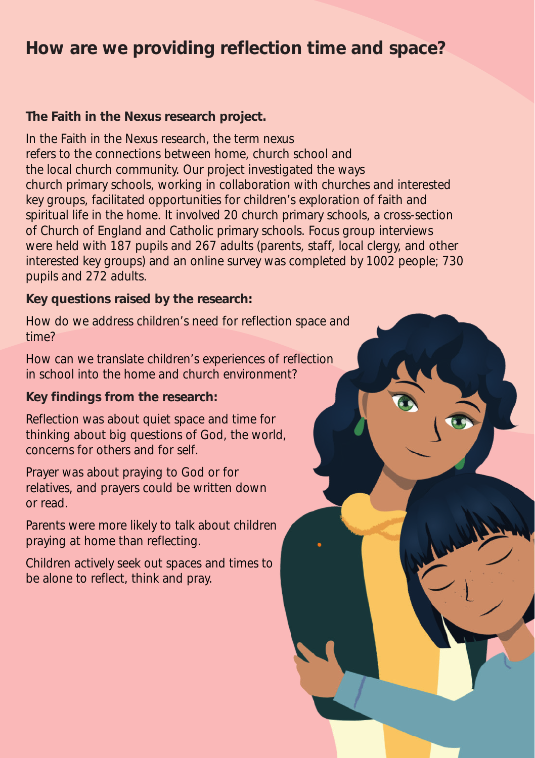# How are we providing reflection time and space?

### The Faith in the Nexus research project.

In the Faith in the Nexus research, the term nexus refers to the connections between home, church school and the local church community. Our project investigated the ways church primary schools, working in collaboration with churches and interested key groups, facilitated opportunities for children's exploration of faith and spiritual life in the home. It involved 20 church primary schools, a cross-section of Church of England and Catholic primary schools. Focus group interviews were held with 187 pupils and 267 adults (parents, staff, local clergy, and other interested key groups) and an online survey was completed by 1002 people; 730 pupils and 272 adults.

### Key questions raised by the research:

How do we address children's need for reflection space and time?

How can we translate children's experiences of reflection in school into the home and church environment?

### Key findings from the research:

Reflection was about quiet space and time for thinking about big questions of God, the world, concerns for others and for self.

Prayer was about praying to God or for relatives, and prayers could be written down or read.

Parents were more likely to talk about children praying at home than reflecting.

Children actively seek out spaces and times to be alone to reflect, think and pray.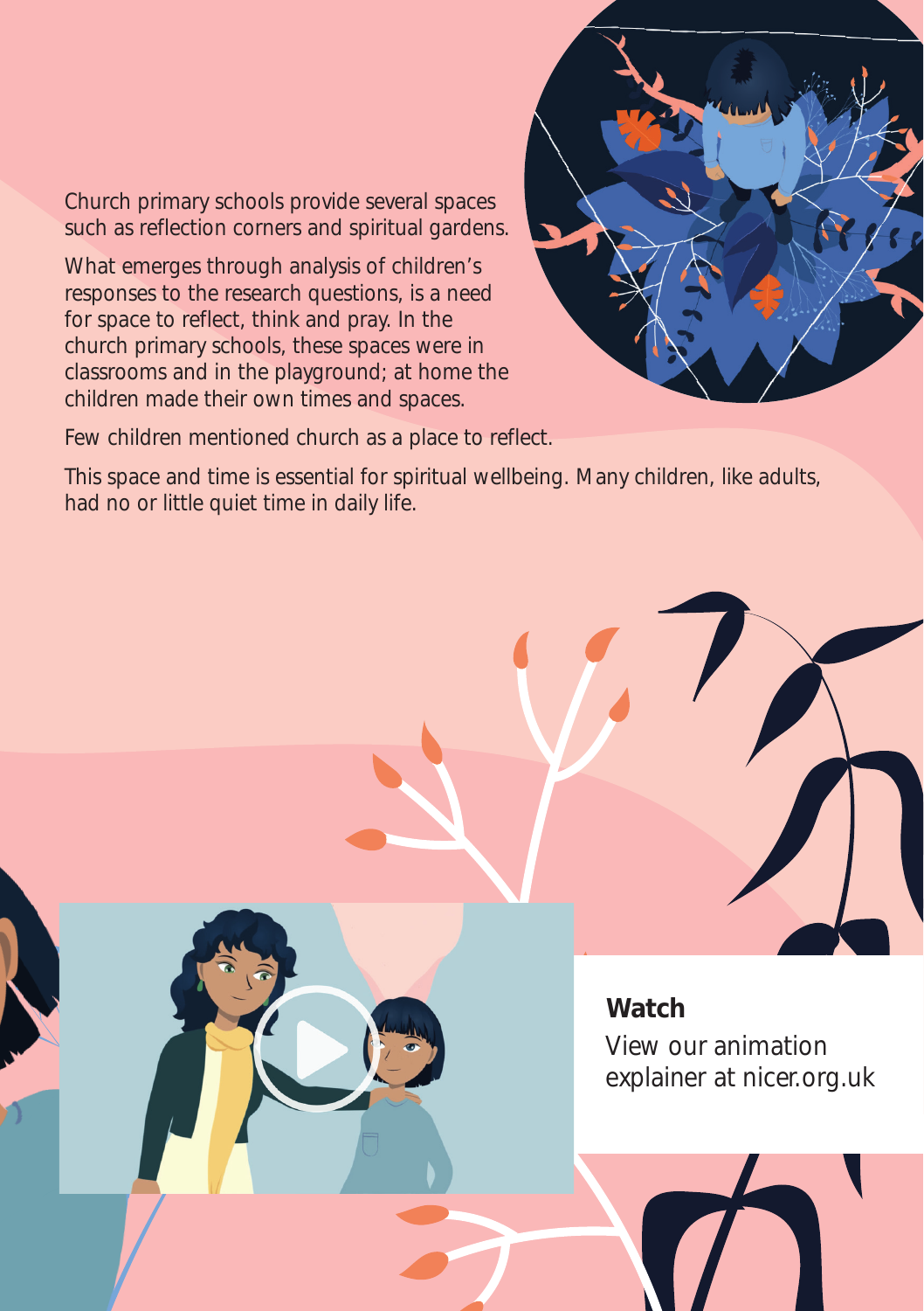Church primary schools provide several spaces such as reflection corners and spiritual gardens.

What emerges through analysis of children's responses to the research questions, is a need for space to reflect, think and pray. In the church primary schools, these spaces were in classrooms and in the playground; at home the children made their own times and spaces.

Few children mentioned church as a place to reflect.

This space and time is essential for spiritual wellbeing. Many children, like adults, had no or little quiet time in daily life.

**Watch**

View our animation explainer at nicer.org.uk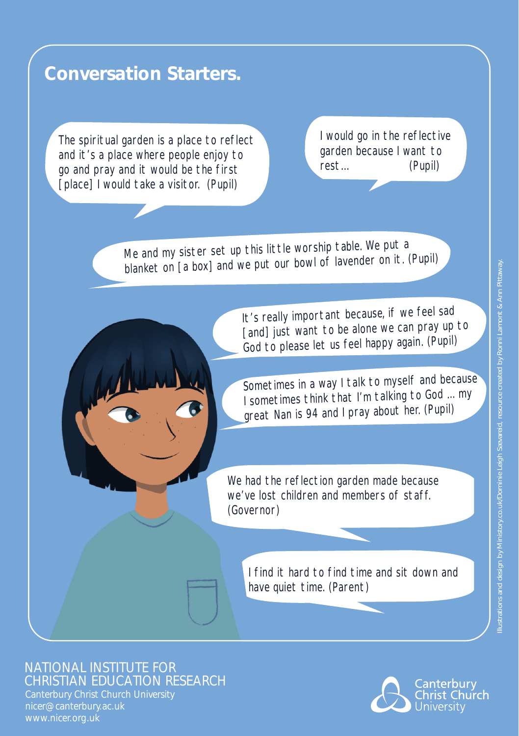## Conversation Starters.

The spiritual garden is a place to reflect and it's a place where people enjoy to go and pray and it would be the first [place] I would take a visitor. (Pupil)

I would go in the reflective garden because I want to rest ... (Pupil)

Me and my sister set up this little worship table. We put a blanket on [a box] and we put our bowl of lavender on it. (Pupil)

It's really important because, if we feel sad [and] just want to be alone we can pray up to God to please let us feel happy again. (Pupil)

Sometimes in a way I talk to myself and because I sometimes think that I'm talking to God ... my great Nan is 94 and I pray about her. (Pupil)

We had the reflection garden made because we've lost children and members of staff. (Governor)

I find it hard to find time and sit down and have quiet time. (Parent)

Illustrations and design by Ministory.co.uk/Dominie Leigh Seavard, resource created by Ronni Lamont & Ann Pittaway.

NATIONAL INSTITUTE FOR CHRISTIAN EDUCATION RESEARCH
Canterbury Christ Church University
nicer@canterbury.ac.uk
www.nicer.org.uk

Canterbury Christ Church University